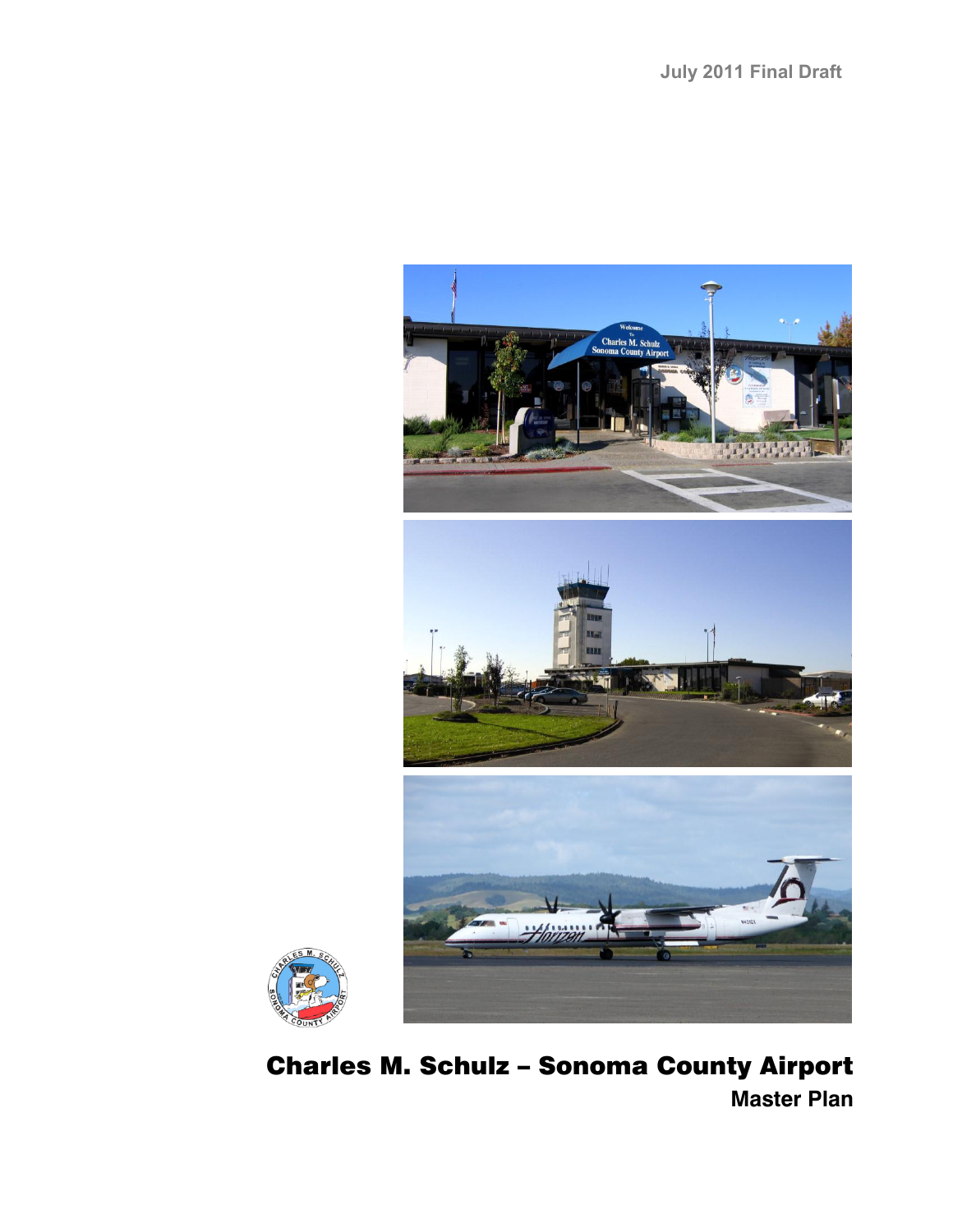July 2011 Final Draft

# Charles M. Schulz – Sonoma County Airport

## Master Plan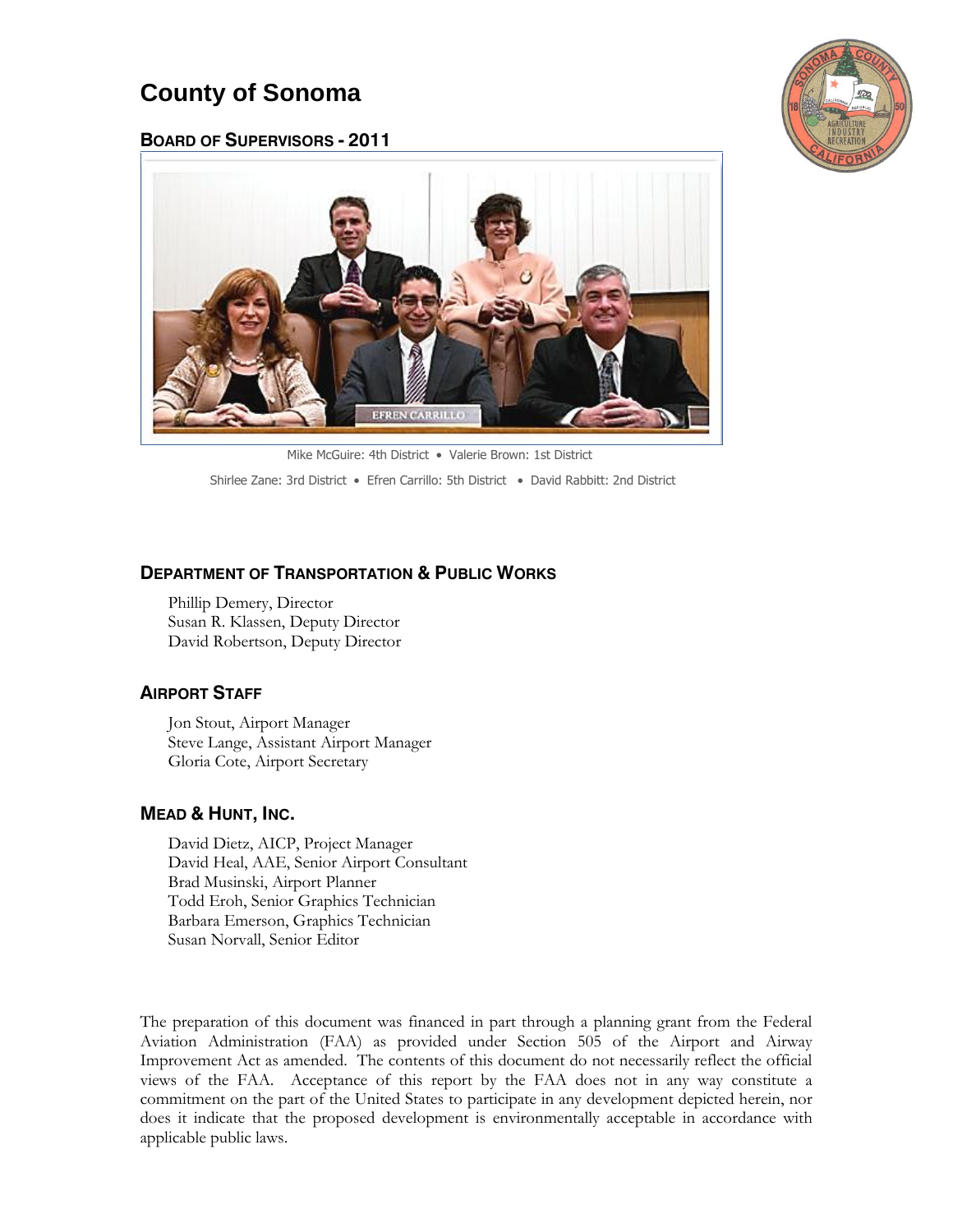# County of Sonoma

## Board of Supervisors - 2011

Mike McGuire: 4th District • Valerie Brown: 1st District

Shirlee Zane: 3rd District • Efren Carrillo: 5th District • David Rabbitt: 2nd District

## Department of Transportation & Public Works

Phillip Demery, Director
Susan R. Klassen, Deputy Director
David Robertson, Deputy Director

## Airport Staff

Jon Stout, Airport Manager
Steve Lange, Assistant Airport Manager
Gloria Cote, Airport Secretary

## Mead & Hunt, Inc.

David Dietz, AICP, Project Manager
David Heal, AAE, Senior Airport Consultant
Brad Musinski, Airport Planner
Todd Eroh, Senior Graphics Technician
Barbara Emerson, Graphics Technician
Susan Norvall, Senior Editor

The preparation of this document was financed in part through a planning grant from the Federal Aviation Administration (FAA) as provided under Section 505 of the Airport and Airway Improvement Act as amended. The contents of this document do not necessarily reflect the official views of the FAA. Acceptance of this report by the FAA does not in any way constitute a commitment on the part of the United States to participate in any development depicted herein, nor does it indicate that the proposed development is environmentally acceptable in accordance with applicable public laws.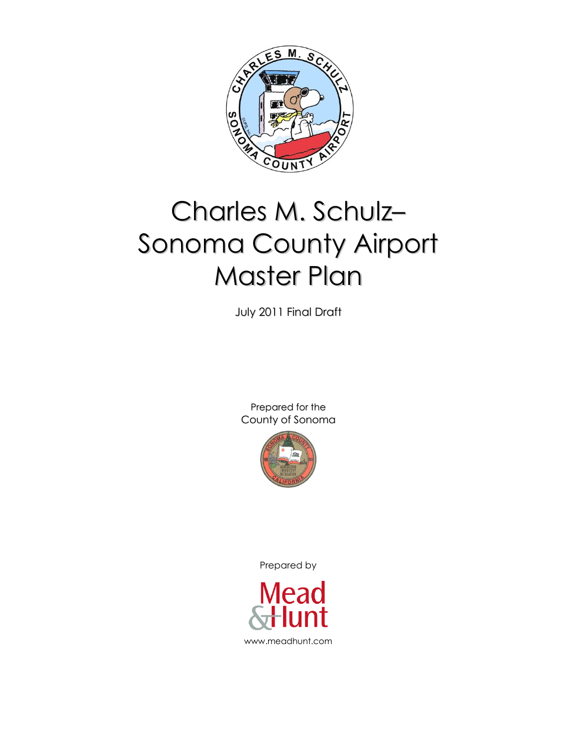# Charles M. Schulz– Sonoma County Airport Master Plan

July 2011 Final Draft

Prepared for the
County of Sonoma

Prepared by

Mead & Hunt

www.meadhunt.com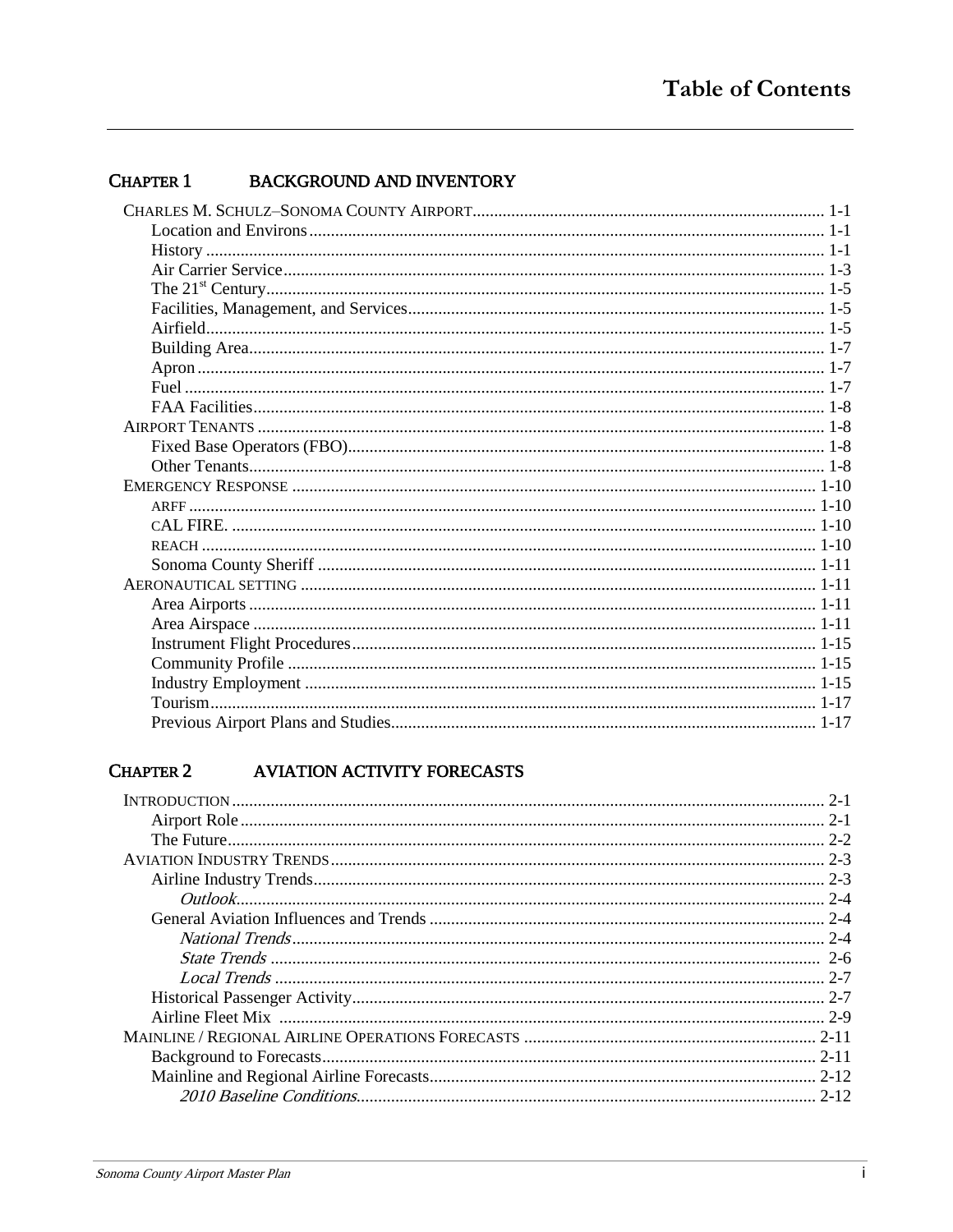# Table of Contents

## CHAPTER 1 BACKGROUND AND INVENTORY

CHARLES M. SCHULZ–SONOMA COUNTY AIRPORT ..... 1-1
- Location and Environs ..... 1-1
- History ..... 1-1
- Air Carrier Service ..... 1-3
- The 21st Century ..... 1-5
- Facilities, Management, and Services ..... 1-5
- Airfield ..... 1-5
- Building Area ..... 1-7
- Apron ..... 1-7
- Fuel ..... 1-7
- FAA Facilities ..... 1-8

AIRPORT TENANTS ..... 1-8
- Fixed Base Operators (FBO) ..... 1-8
- Other Tenants ..... 1-8

EMERGENCY RESPONSE ..... 1-10
- ARFF ..... 1-10
- CAL FIRE. ..... 1-10
- REACH ..... 1-10
- Sonoma County Sheriff ..... 1-11

AERONAUTICAL SETTING ..... 1-11
- Area Airports ..... 1-11
- Area Airspace ..... 1-11
- Instrument Flight Procedures ..... 1-15
- Community Profile ..... 1-15
- Industry Employment ..... 1-15
- Tourism ..... 1-17
- Previous Airport Plans and Studies ..... 1-17

## CHAPTER 2 AVIATION ACTIVITY FORECASTS

INTRODUCTION ..... 2-1
- Airport Role ..... 2-1
- The Future ..... 2-2

AVIATION INDUSTRY TRENDS ..... 2-3
- Airline Industry Trends ..... 2-3
  - *Outlook* ..... 2-4
- General Aviation Influences and Trends ..... 2-4
  - *National Trends* ..... 2-4
  - *State Trends* ..... 2-6
  - *Local Trends* ..... 2-7
- Historical Passenger Activity ..... 2-7
- Airline Fleet Mix ..... 2-9

MAINLINE / REGIONAL AIRLINE OPERATIONS FORECASTS ..... 2-11
- Background to Forecasts ..... 2-11
- Mainline and Regional Airline Forecasts ..... 2-12
  - *2010 Baseline Conditions* ..... 2-12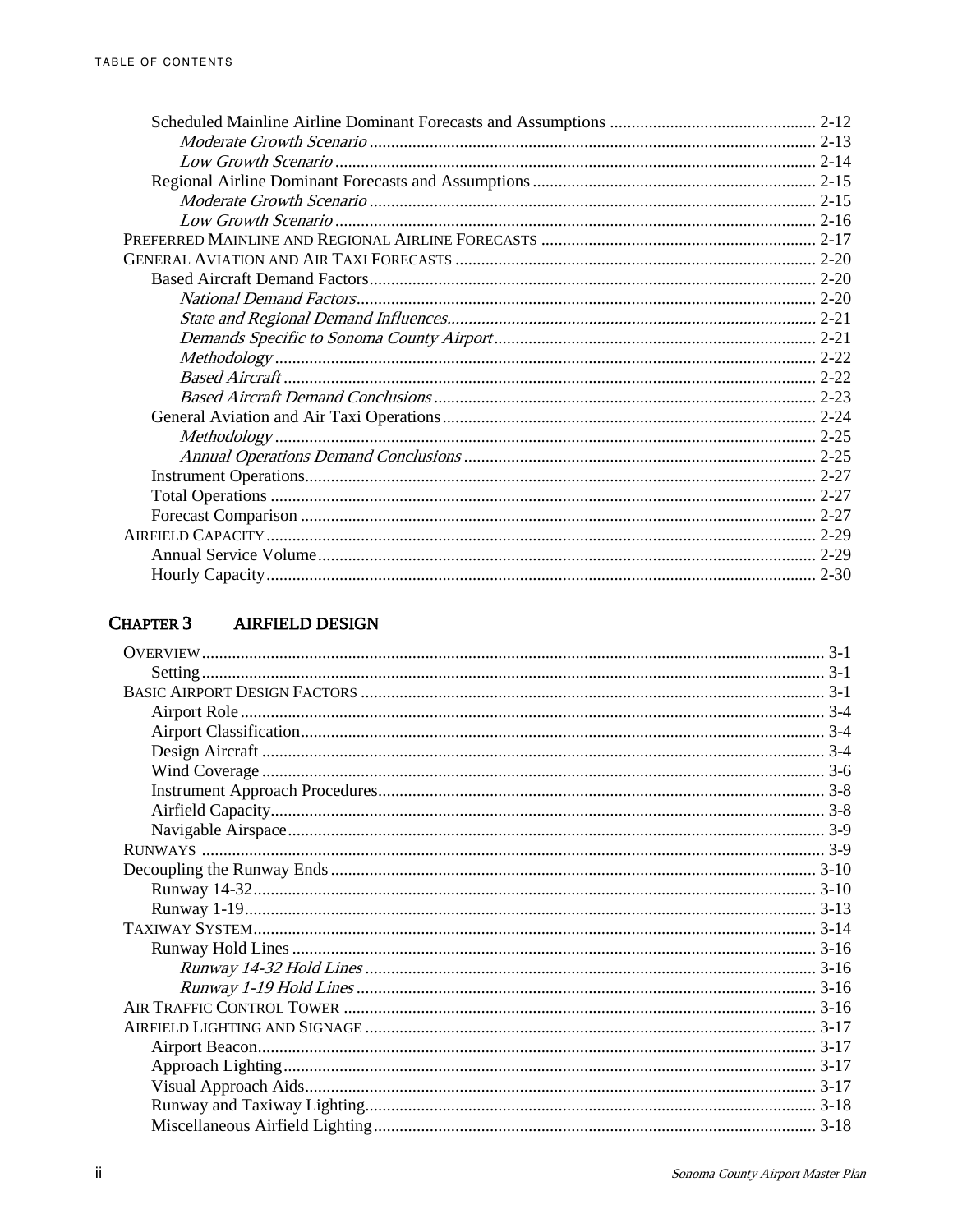Scheduled Mainline Airline Dominant Forecasts and Assumptions ................................................ 2-12
*Moderate Growth Scenario* ........................................................................................ 2-13
*Low Growth Scenario* ............................................................................................... 2-14
Regional Airline Dominant Forecasts and Assumptions ................................................................. 2-15
*Moderate Growth Scenario* ........................................................................................ 2-15
*Low Growth Scenario* ............................................................................................... 2-16
PREFERRED MAINLINE AND REGIONAL AIRLINE FORECASTS ............................................................... 2-17
GENERAL AVIATION AND AIR TAXI FORECASTS ................................................................................. 2-20
Based Aircraft Demand Factors ....................................................................................... 2-20
*National Demand Factors* ........................................................................................... 2-20
*State and Regional Demand Influences* ........................................................................ 2-21
*Demands Specific to Sonoma County Airport* ................................................................ 2-21
*Methodology* ............................................................................................................ 2-22
*Based Aircraft* .......................................................................................................... 2-22
*Based Aircraft Demand Conclusions* ............................................................................. 2-23
General Aviation and Air Taxi Operations ....................................................................... 2-24
*Methodology* ............................................................................................................ 2-25
*Annual Operations Demand Conclusions* ....................................................................... 2-25
Instrument Operations ................................................................................................... 2-27
Total Operations ........................................................................................................... 2-27
Forecast Comparison ..................................................................................................... 2-27
AIRFIELD CAPACITY ............................................................................................................ 2-29
Annual Service Volume .................................................................................................. 2-29
Hourly Capacity ............................................................................................................. 2-30

## CHAPTER 3 AIRFIELD DESIGN

OVERVIEW ........................................................................................................................... 3-1
Setting ............................................................................................................................. 3-1
BASIC AIRPORT DESIGN FACTORS ........................................................................................ 3-1
Airport Role ..................................................................................................................... 3-4
Airport Classification ........................................................................................................ 3-4
Design Aircraft ................................................................................................................. 3-4
Wind Coverage ................................................................................................................ 3-6
Instrument Approach Procedures ...................................................................................... 3-8
Airfield Capacity ............................................................................................................... 3-8
Navigable Airspace ........................................................................................................... 3-9
RUNWAYS ............................................................................................................................ 3-9
Decoupling the Runway Ends ............................................................................................... 3-10
Runway 14-32 .................................................................................................................. 3-10
Runway 1-19 .................................................................................................................... 3-13
TAXIWAY SYSTEM ................................................................................................................ 3-14
Runway Hold Lines ........................................................................................................... 3-16
*Runway 14-32 Hold Lines* .............................................................................................. 3-16
*Runway 1-19 Hold Lines* ................................................................................................ 3-16
AIR TRAFFIC CONTROL TOWER ............................................................................................ 3-16
AIRFIELD LIGHTING AND SIGNAGE ....................................................................................... 3-17
Airport Beacon .................................................................................................................. 3-17
Approach Lighting ............................................................................................................. 3-17
Visual Approach Aids ........................................................................................................ 3-17
Runway and Taxiway Lighting ............................................................................................ 3-18
Miscellaneous Airfield Lighting ........................................................................................... 3-18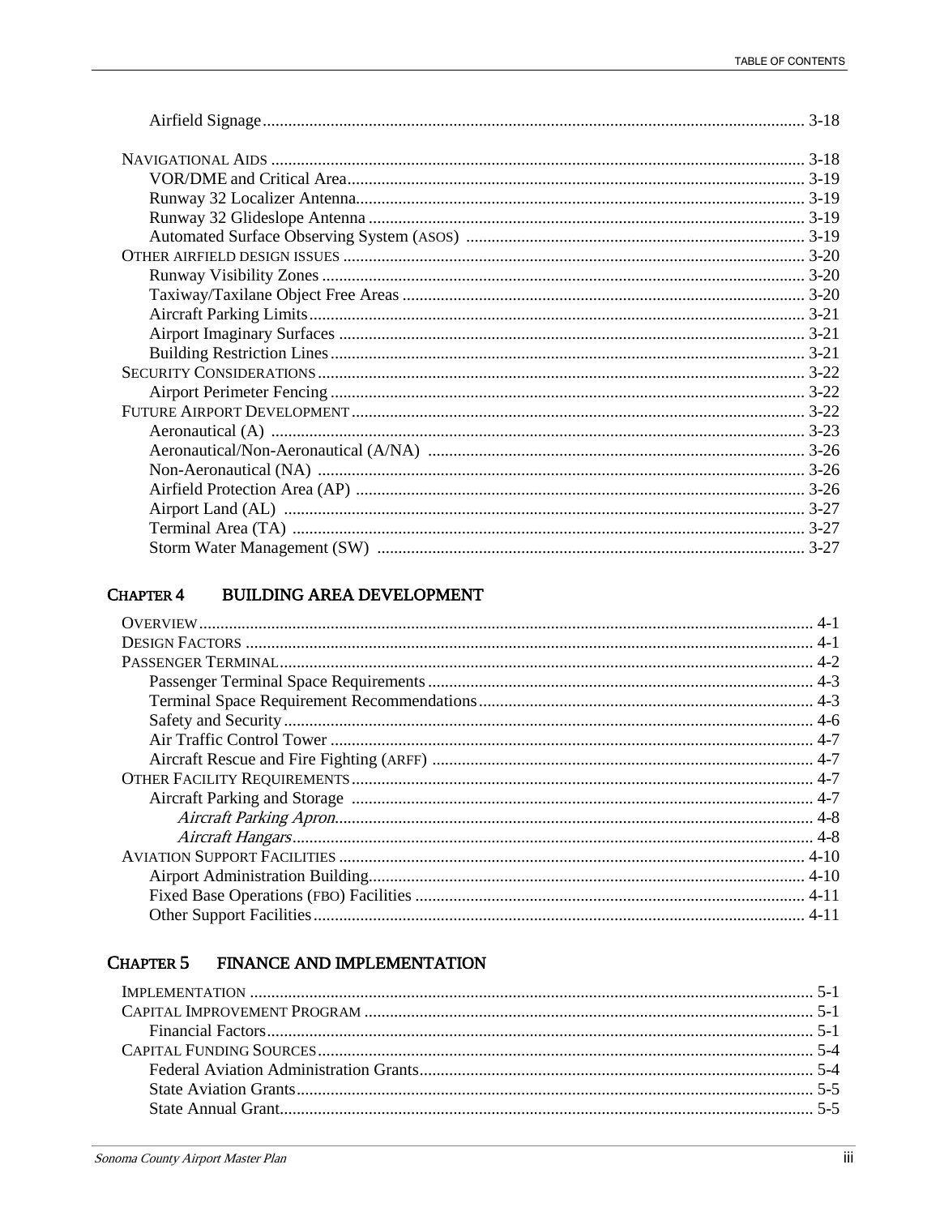Airfield Signage ..... 3-18

NAVIGATIONAL AIDS ..... 3-18
VOR/DME and Critical Area ..... 3-19
Runway 32 Localizer Antenna ..... 3-19
Runway 32 Glideslope Antenna ..... 3-19
Automated Surface Observing System (ASOS) ..... 3-19
OTHER AIRFIELD DESIGN ISSUES ..... 3-20
Runway Visibility Zones ..... 3-20
Taxiway/Taxilane Object Free Areas ..... 3-20
Aircraft Parking Limits ..... 3-21
Airport Imaginary Surfaces ..... 3-21
Building Restriction Lines ..... 3-21
SECURITY CONSIDERATIONS ..... 3-22
Airport Perimeter Fencing ..... 3-22
FUTURE AIRPORT DEVELOPMENT ..... 3-22
Aeronautical (A) ..... 3-23
Aeronautical/Non-Aeronautical (A/NA) ..... 3-26
Non-Aeronautical (NA) ..... 3-26
Airfield Protection Area (AP) ..... 3-26
Airport Land (AL) ..... 3-27
Terminal Area (TA) ..... 3-27
Storm Water Management (SW) ..... 3-27

## CHAPTER 4 BUILDING AREA DEVELOPMENT

OVERVIEW ..... 4-1
DESIGN FACTORS ..... 4-1
PASSENGER TERMINAL ..... 4-2
Passenger Terminal Space Requirements ..... 4-3
Terminal Space Requirement Recommendations ..... 4-3
Safety and Security ..... 4-6
Air Traffic Control Tower ..... 4-7
Aircraft Rescue and Fire Fighting (ARFF) ..... 4-7
OTHER FACILITY REQUIREMENTS ..... 4-7
Aircraft Parking and Storage ..... 4-7
*Aircraft Parking Apron* ..... 4-8
*Aircraft Hangars* ..... 4-8
AVIATION SUPPORT FACILITIES ..... 4-10
Airport Administration Building ..... 4-10
Fixed Base Operations (FBO) Facilities ..... 4-11
Other Support Facilities ..... 4-11

## CHAPTER 5 FINANCE AND IMPLEMENTATION

IMPLEMENTATION ..... 5-1
CAPITAL IMPROVEMENT PROGRAM ..... 5-1
Financial Factors ..... 5-1
CAPITAL FUNDING SOURCES ..... 5-4
Federal Aviation Administration Grants ..... 5-4
State Aviation Grants ..... 5-5
State Annual Grant ..... 5-5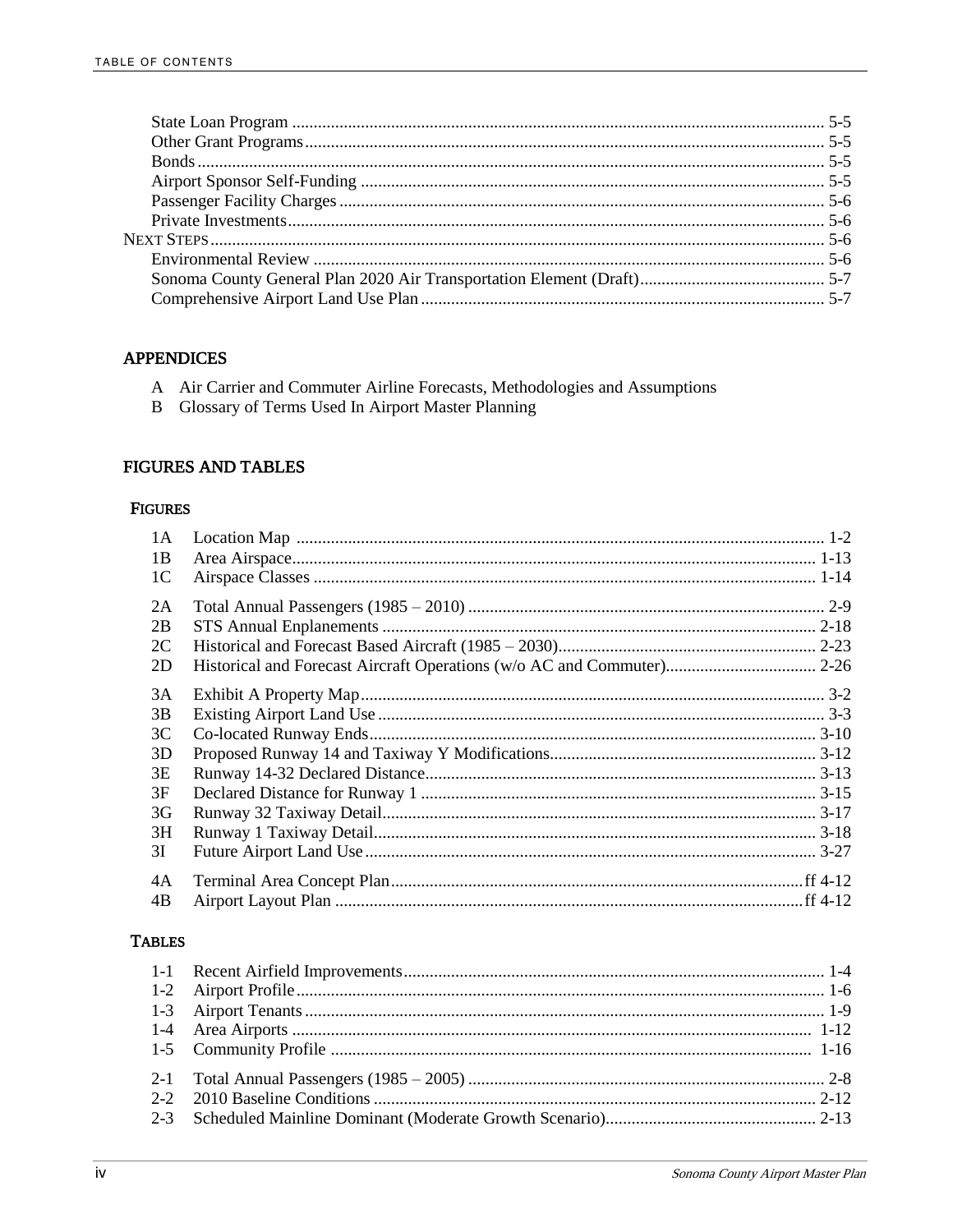- State Loan Program ........ 5-5
- Other Grant Programs ........ 5-5
- Bonds ........ 5-5
- Airport Sponsor Self-Funding ........ 5-5
- Passenger Facility Charges ........ 5-6
- Private Investments ........ 5-6

NEXT STEPS ........ 5-6

- Environmental Review ........ 5-6
- Sonoma County General Plan 2020 Air Transportation Element (Draft) ........ 5-7
- Comprehensive Airport Land Use Plan ........ 5-7

## APPENDICES

A Air Carrier and Commuter Airline Forecasts, Methodologies and Assumptions
B Glossary of Terms Used In Airport Master Planning

## FIGURES AND TABLES

### FIGURES

| | | |
|---|---|---|
| 1A | Location Map | 1-2 |
| 1B | Area Airspace | 1-13 |
| 1C | Airspace Classes | 1-14 |
| 2A | Total Annual Passengers (1985 – 2010) | 2-9 |
| 2B | STS Annual Enplanements | 2-18 |
| 2C | Historical and Forecast Based Aircraft (1985 – 2030) | 2-23 |
| 2D | Historical and Forecast Aircraft Operations (w/o AC and Commuter) | 2-26 |
| 3A | Exhibit A Property Map | 3-2 |
| 3B | Existing Airport Land Use | 3-3 |
| 3C | Co-located Runway Ends | 3-10 |
| 3D | Proposed Runway 14 and Taxiway Y Modifications | 3-12 |
| 3E | Runway 14-32 Declared Distance | 3-13 |
| 3F | Declared Distance for Runway 1 | 3-15 |
| 3G | Runway 32 Taxiway Detail | 3-17 |
| 3H | Runway 1 Taxiway Detail | 3-18 |
| 3I | Future Airport Land Use | 3-27 |
| 4A | Terminal Area Concept Plan | ff 4-12 |
| 4B | Airport Layout Plan | ff 4-12 |

### TABLES

| | | |
|---|---|---|
| 1-1 | Recent Airfield Improvements | 1-4 |
| 1-2 | Airport Profile | 1-6 |
| 1-3 | Airport Tenants | 1-9 |
| 1-4 | Area Airports | 1-12 |
| 1-5 | Community Profile | 1-16 |
| 2-1 | Total Annual Passengers (1985 – 2005) | 2-8 |
| 2-2 | 2010 Baseline Conditions | 2-12 |
| 2-3 | Scheduled Mainline Dominant (Moderate Growth Scenario) | 2-13 |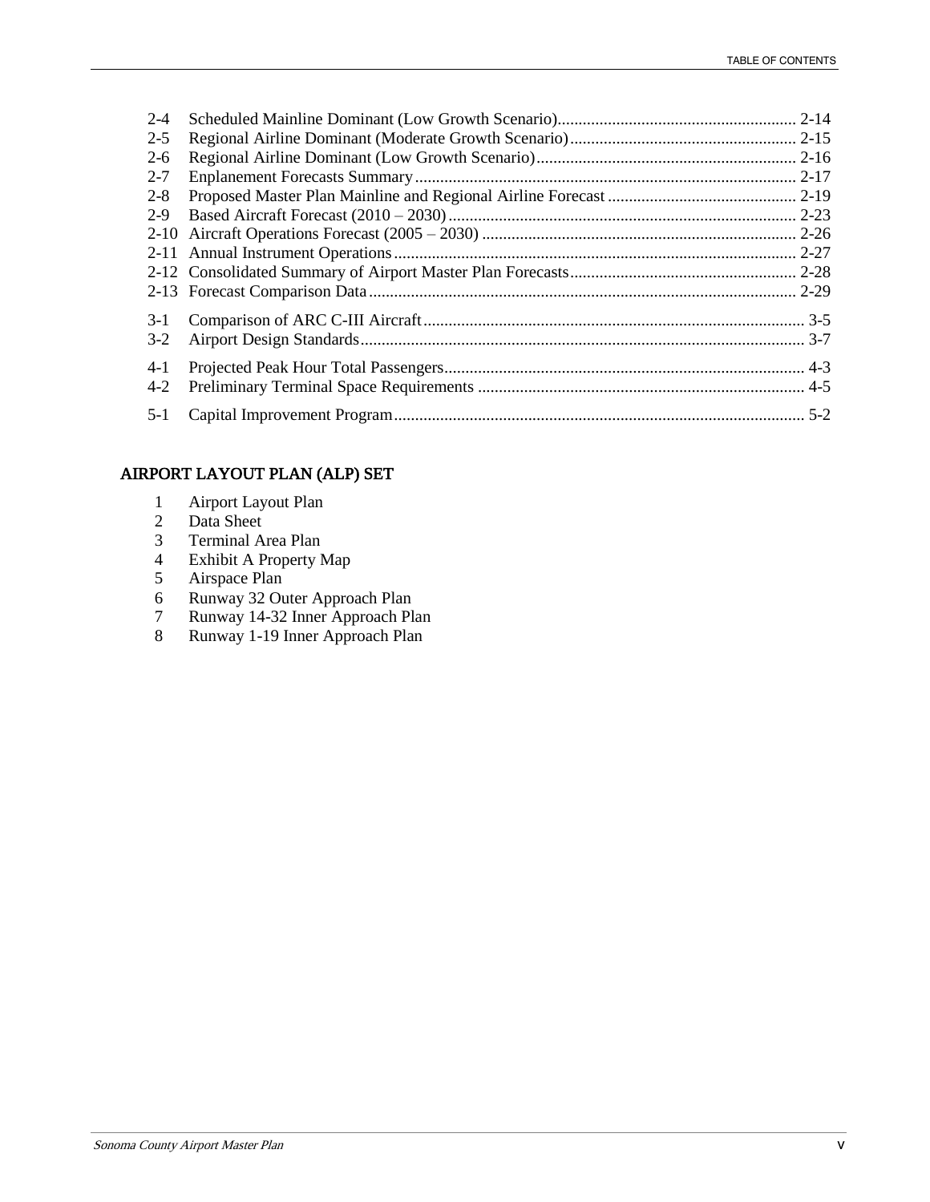| | | |
|---|---|---|
| 2-4 | Scheduled Mainline Dominant (Low Growth Scenario) | 2-14 |
| 2-5 | Regional Airline Dominant (Moderate Growth Scenario) | 2-15 |
| 2-6 | Regional Airline Dominant (Low Growth Scenario) | 2-16 |
| 2-7 | Enplanement Forecasts Summary | 2-17 |
| 2-8 | Proposed Master Plan Mainline and Regional Airline Forecast | 2-19 |
| 2-9 | Based Aircraft Forecast (2010 – 2030) | 2-23 |
| 2-10 | Aircraft Operations Forecast (2005 – 2030) | 2-26 |
| 2-11 | Annual Instrument Operations | 2-27 |
| 2-12 | Consolidated Summary of Airport Master Plan Forecasts | 2-28 |
| 2-13 | Forecast Comparison Data | 2-29 |
| 3-1 | Comparison of ARC C-III Aircraft | 3-5 |
| 3-2 | Airport Design Standards | 3-7 |
| 4-1 | Projected Peak Hour Total Passengers | 4-3 |
| 4-2 | Preliminary Terminal Space Requirements | 4-5 |
| 5-1 | Capital Improvement Program | 5-2 |

## AIRPORT LAYOUT PLAN (ALP) SET

1. Airport Layout Plan
2. Data Sheet
3. Terminal Area Plan
4. Exhibit A Property Map
5. Airspace Plan
6. Runway 32 Outer Approach Plan
7. Runway 14-32 Inner Approach Plan
8. Runway 1-19 Inner Approach Plan